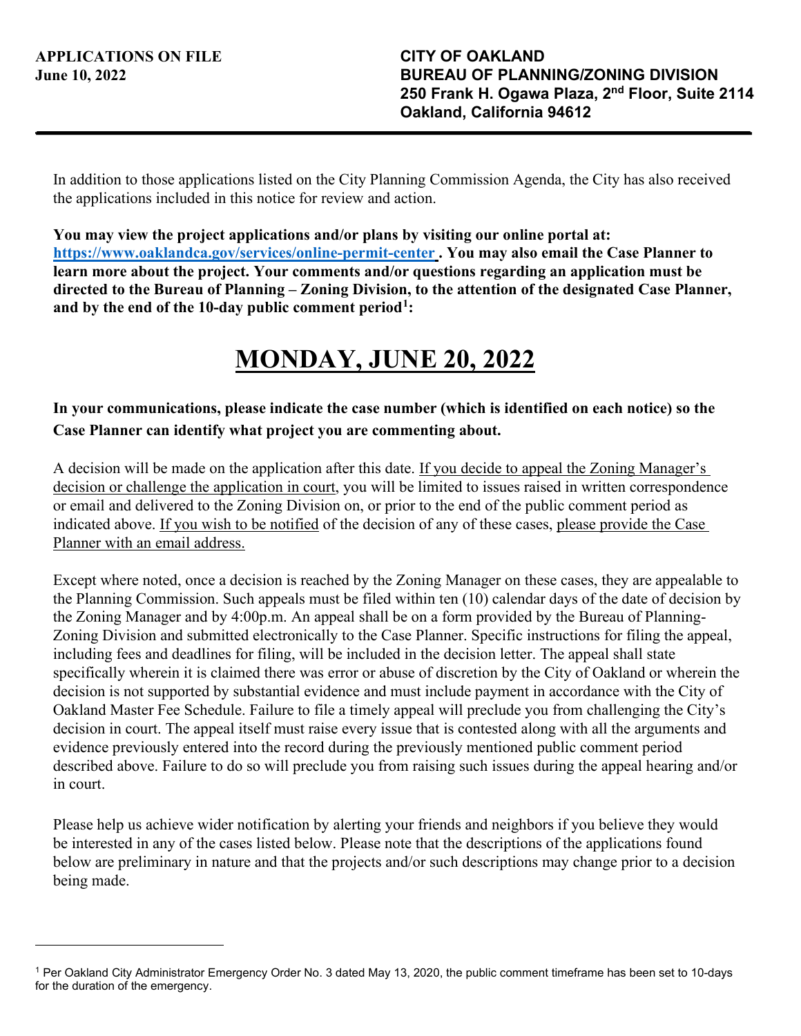**APPLICATIONS ON FILE**
**June 10, 2022**

**CITY OF OAKLAND**
**BUREAU OF PLANNING/ZONING DIVISION**
**250 Frank H. Ogawa Plaza, 2nd Floor, Suite 2114**
**Oakland, California 94612**

---

In addition to those applications listed on the City Planning Commission Agenda, the City has also received the applications included in this notice for review and action.

**You may view the project applications and/or plans by visiting our online portal at: [https://www.oaklandca.gov/services/online-permit-center](https://www.oaklandca.gov/services/online-permit-center) . You may also email the Case Planner to learn more about the project. Your comments and/or questions regarding an application must be directed to the Bureau of Planning – Zoning Division, to the attention of the designated Case Planner, and by the end of the 10-day public comment period[1]:**

# MONDAY, JUNE 20, 2022

**In your communications, please indicate the case number (which is identified on each notice) so the Case Planner can identify what project you are commenting about.**

A decision will be made on the application after this date. If you decide to appeal the Zoning Manager's decision or challenge the application in court, you will be limited to issues raised in written correspondence or email and delivered to the Zoning Division on, or prior to the end of the public comment period as indicated above. If you wish to be notified of the decision of any of these cases, please provide the Case Planner with an email address.

Except where noted, once a decision is reached by the Zoning Manager on these cases, they are appealable to the Planning Commission. Such appeals must be filed within ten (10) calendar days of the date of decision by the Zoning Manager and by 4:00p.m. An appeal shall be on a form provided by the Bureau of Planning-Zoning Division and submitted electronically to the Case Planner. Specific instructions for filing the appeal, including fees and deadlines for filing, will be included in the decision letter. The appeal shall state specifically wherein it is claimed there was error or abuse of discretion by the City of Oakland or wherein the decision is not supported by substantial evidence and must include payment in accordance with the City of Oakland Master Fee Schedule. Failure to file a timely appeal will preclude you from challenging the City's decision in court. The appeal itself must raise every issue that is contested along with all the arguments and evidence previously entered into the record during the previously mentioned public comment period described above. Failure to do so will preclude you from raising such issues during the appeal hearing and/or in court.

Please help us achieve wider notification by alerting your friends and neighbors if you believe they would be interested in any of the cases listed below. Please note that the descriptions of the applications found below are preliminary in nature and that the projects and/or such descriptions may change prior to a decision being made.

---

[1] Per Oakland City Administrator Emergency Order No. 3 dated May 13, 2020, the public comment timeframe has been set to 10-days for the duration of the emergency.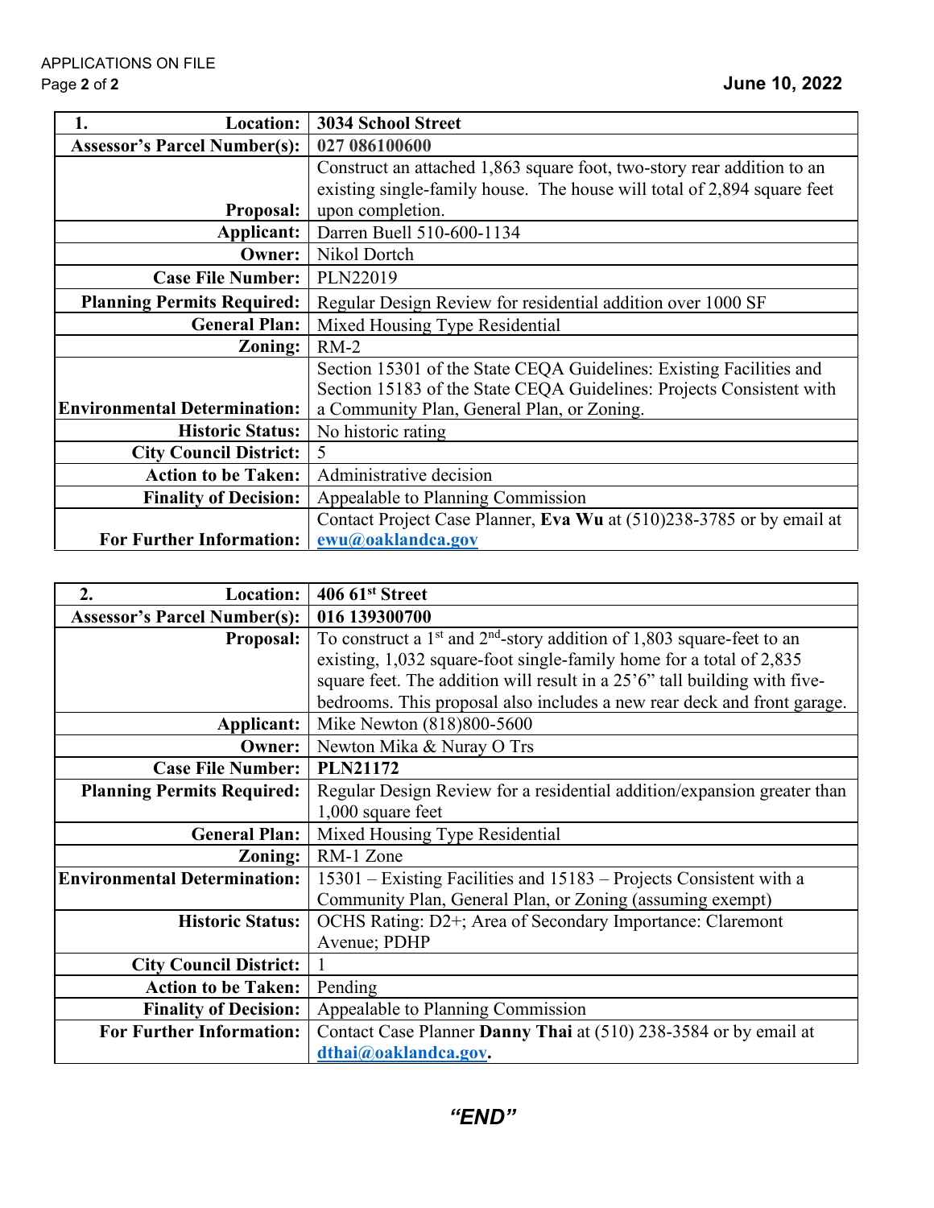| 1. Location: | 3034 School Street |
|---|---|
| **Assessor's Parcel Number(s):** | **027 086100600** |
| **Proposal:** | Construct an attached 1,863 square foot, two-story rear addition to an existing single-family house. The house will total of 2,894 square feet upon completion. |
| **Applicant:** | Darren Buell 510-600-1134 |
| **Owner:** | Nikol Dortch |
| **Case File Number:** | PLN22019 |
| **Planning Permits Required:** | Regular Design Review for residential addition over 1000 SF |
| **General Plan:** | Mixed Housing Type Residential |
| **Zoning:** | RM-2 |
| **Environmental Determination:** | Section 15301 of the State CEQA Guidelines: Existing Facilities and Section 15183 of the State CEQA Guidelines: Projects Consistent with a Community Plan, General Plan, or Zoning. |
| **Historic Status:** | No historic rating |
| **City Council District:** | 5 |
| **Action to be Taken:** | Administrative decision |
| **Finality of Decision:** | Appealable to Planning Commission |
| **For Further Information:** | Contact Project Case Planner **Eva Wu** at (510)238-3785 or by email at **ewu@oaklandca.gov** |

| 2. Location: | 406 61st Street |
|---|---|
| **Assessor's Parcel Number(s):** | **016 139300700** |
| **Proposal:** | To construct a 1st and 2nd-story addition of 1,803 square-feet to an existing, 1,032 square-foot single-family home for a total of 2,835 square feet. The addition will result in a 25'6" tall building with five-bedrooms. This proposal also includes a new rear deck and front garage. |
| **Applicant:** | Mike Newton (818)800-5600 |
| **Owner:** | Newton Mika & Nuray O Trs |
| **Case File Number:** | **PLN21172** |
| **Planning Permits Required:** | Regular Design Review for a residential addition/expansion greater than 1,000 square feet |
| **General Plan:** | Mixed Housing Type Residential |
| **Zoning:** | RM-1 Zone |
| **Environmental Determination:** | 15301 – Existing Facilities and 15183 – Projects Consistent with a Community Plan, General Plan, or Zoning (assuming exempt) |
| **Historic Status:** | OCHS Rating: D2+; Area of Secondary Importance: Claremont Avenue; PDHP |
| **City Council District:** | 1 |
| **Action to be Taken:** | Pending |
| **Finality of Decision:** | Appealable to Planning Commission |
| **For Further Information:** | Contact Case Planner **Danny Thai** at (510) 238-3584 or by email at **dthai@oaklandca.gov**. |

***"END"***